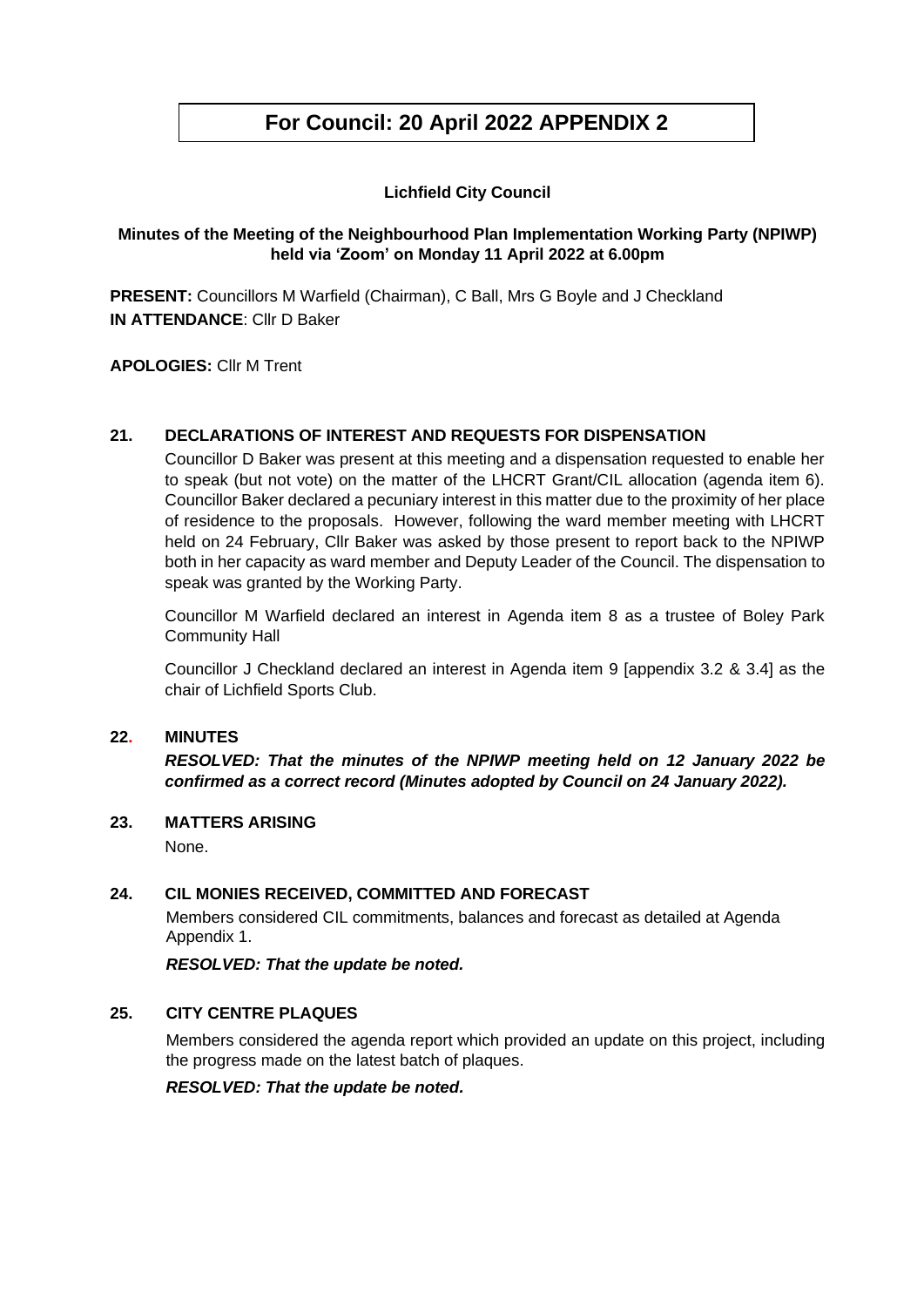# For Council: 20 April 2022 APPENDIX 2

**Lichfield City Council**

**Minutes of the Meeting of the Neighbourhood Plan Implementation Working Party (NPIWP) held via 'Zoom' on Monday 11 April 2022 at 6.00pm**

**PRESENT:** Councillors M Warfield (Chairman), C Ball, Mrs G Boyle and J Checkland
**IN ATTENDANCE**: Cllr D Baker

**APOLOGIES:** Cllr M Trent

## 21. DECLARATIONS OF INTEREST AND REQUESTS FOR DISPENSATION

Councillor D Baker was present at this meeting and a dispensation requested to enable her to speak (but not vote) on the matter of the LHCRT Grant/CIL allocation (agenda item 6). Councillor Baker declared a pecuniary interest in this matter due to the proximity of her place of residence to the proposals. However, following the ward member meeting with LHCRT held on 24 February, Cllr Baker was asked by those present to report back to the NPIWP both in her capacity as ward member and Deputy Leader of the Council. The dispensation to speak was granted by the Working Party.

Councillor M Warfield declared an interest in Agenda item 8 as a trustee of Boley Park Community Hall

Councillor J Checkland declared an interest in Agenda item 9 [appendix 3.2 & 3.4] as the chair of Lichfield Sports Club.

## 22. MINUTES

***RESOLVED: That the minutes of the NPIWP meeting held on 12 January 2022 be confirmed as a correct record (Minutes adopted by Council on 24 January 2022).***

## 23. MATTERS ARISING

None.

## 24. CIL MONIES RECEIVED, COMMITTED AND FORECAST

Members considered CIL commitments, balances and forecast as detailed at Agenda Appendix 1.

***RESOLVED: That the update be noted.***

## 25. CITY CENTRE PLAQUES

Members considered the agenda report which provided an update on this project, including the progress made on the latest batch of plaques.

***RESOLVED: That the update be noted.***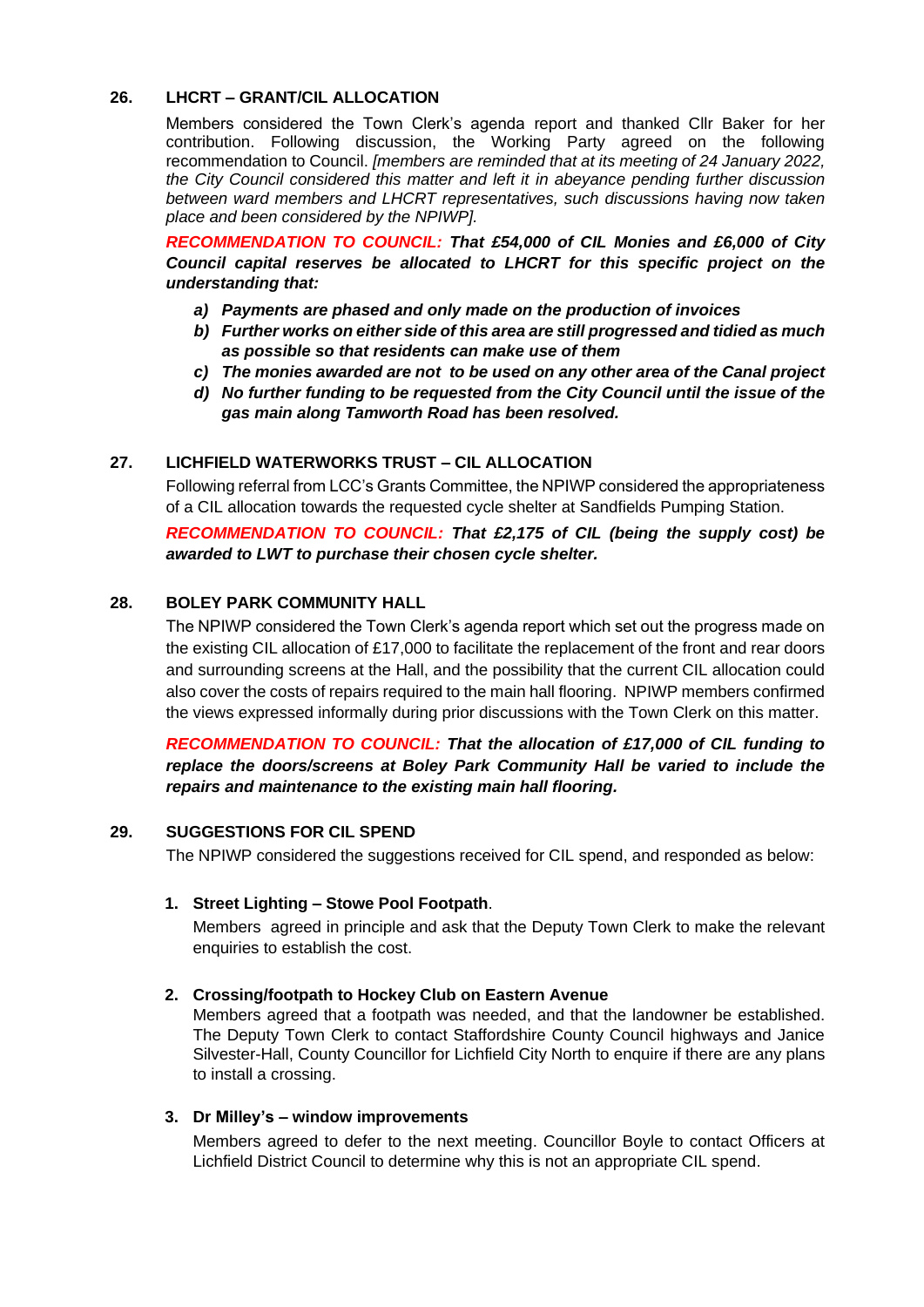## 26. LHCRT – GRANT/CIL ALLOCATION

Members considered the Town Clerk's agenda report and thanked Cllr Baker for her contribution. Following discussion, the Working Party agreed on the following recommendation to Council. *[members are reminded that at its meeting of 24 January 2022, the City Council considered this matter and left it in abeyance pending further discussion between ward members and LHCRT representatives, such discussions having now taken place and been considered by the NPIWP].*

***RECOMMENDATION TO COUNCIL:* *That £54,000 of CIL Monies and £6,000 of City Council capital reserves be allocated to LHCRT for this specific project on the understanding that:***

- ***a) Payments are phased and only made on the production of invoices***
- ***b) Further works on either side of this area are still progressed and tidied as much as possible so that residents can make use of them***
- ***c) The monies awarded are not to be used on any other area of the Canal project***
- ***d) No further funding to be requested from the City Council until the issue of the gas main along Tamworth Road has been resolved.***

## 27. LICHFIELD WATERWORKS TRUST – CIL ALLOCATION

Following referral from LCC's Grants Committee, the NPIWP considered the appropriateness of a CIL allocation towards the requested cycle shelter at Sandfields Pumping Station.

***RECOMMENDATION TO COUNCIL:* *That £2,175 of CIL (being the supply cost) be awarded to LWT to purchase their chosen cycle shelter.***

## 28. BOLEY PARK COMMUNITY HALL

The NPIWP considered the Town Clerk's agenda report which set out the progress made on the existing CIL allocation of £17,000 to facilitate the replacement of the front and rear doors and surrounding screens at the Hall, and the possibility that the current CIL allocation could also cover the costs of repairs required to the main hall flooring. NPIWP members confirmed the views expressed informally during prior discussions with the Town Clerk on this matter.

***RECOMMENDATION TO COUNCIL:* *That the allocation of £17,000 of CIL funding to replace the doors/screens at Boley Park Community Hall be varied to include the repairs and maintenance to the existing main hall flooring.***

## 29. SUGGESTIONS FOR CIL SPEND

The NPIWP considered the suggestions received for CIL spend, and responded as below:

1. **Street Lighting – Stowe Pool Footpath**.

   Members agreed in principle and ask that the Deputy Town Clerk to make the relevant enquiries to establish the cost.

2. **Crossing/footpath to Hockey Club on Eastern Avenue**

   Members agreed that a footpath was needed, and that the landowner be established. The Deputy Town Clerk to contact Staffordshire County Council highways and Janice Silvester-Hall, County Councillor for Lichfield City North to enquire if there are any plans to install a crossing.

3. **Dr Milley's – window improvements**

   Members agreed to defer to the next meeting. Councillor Boyle to contact Officers at Lichfield District Council to determine why this is not an appropriate CIL spend.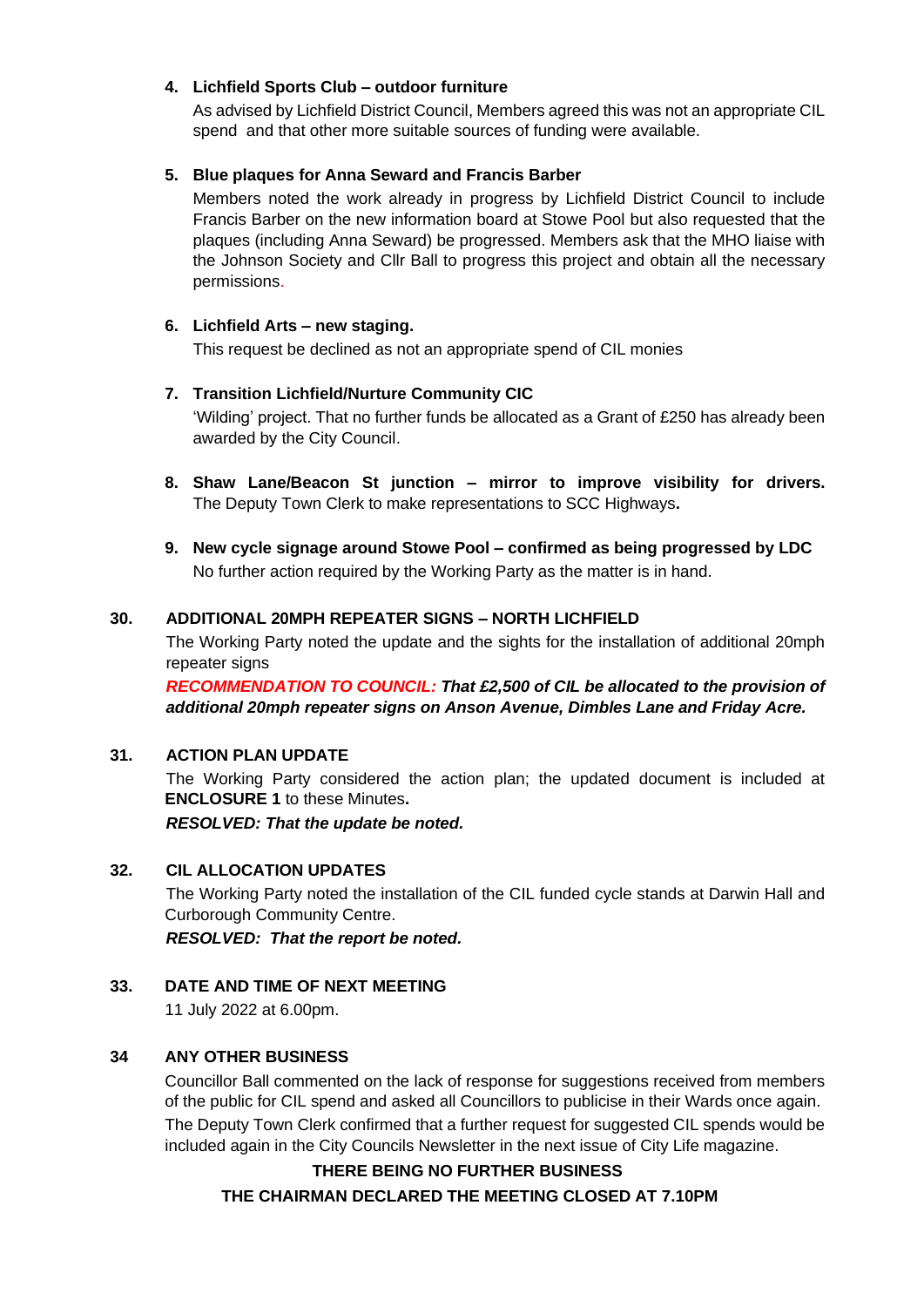4. **Lichfield Sports Club – outdoor furniture**

   As advised by Lichfield District Council, Members agreed this was not an appropriate CIL spend and that other more suitable sources of funding were available.

5. **Blue plaques for Anna Seward and Francis Barber**

   Members noted the work already in progress by Lichfield District Council to include Francis Barber on the new information board at Stowe Pool but also requested that the plaques (including Anna Seward) be progressed. Members ask that the MHO liaise with the Johnson Society and Cllr Ball to progress this project and obtain all the necessary permissions.

6. **Lichfield Arts – new staging.**

   This request be declined as not an appropriate spend of CIL monies

7. **Transition Lichfield/Nurture Community CIC**

   'Wilding' project. That no further funds be allocated as a Grant of £250 has already been awarded by the City Council.

8. **Shaw Lane/Beacon St junction – mirror to improve visibility for drivers.** The Deputy Town Clerk to make representations to SCC Highways**.**

9. **New cycle signage around Stowe Pool – confirmed as being progressed by LDC**

   No further action required by the Working Party as the matter is in hand.

## 30. ADDITIONAL 20MPH REPEATER SIGNS – NORTH LICHFIELD

The Working Party noted the update and the sights for the installation of additional 20mph repeater signs

***RECOMMENDATION TO COUNCIL: That £2,500 of CIL be allocated to the provision of additional 20mph repeater signs on Anson Avenue, Dimbles Lane and Friday Acre.***

## 31. ACTION PLAN UPDATE

The Working Party considered the action plan; the updated document is included at **ENCLOSURE 1** to these Minutes**.**

***RESOLVED: That the update be noted.***

## 32. CIL ALLOCATION UPDATES

The Working Party noted the installation of the CIL funded cycle stands at Darwin Hall and Curborough Community Centre.

***RESOLVED: That the report be noted.***

## 33. DATE AND TIME OF NEXT MEETING

11 July 2022 at 6.00pm.

## 34 ANY OTHER BUSINESS

Councillor Ball commented on the lack of response for suggestions received from members of the public for CIL spend and asked all Councillors to publicise in their Wards once again. The Deputy Town Clerk confirmed that a further request for suggested CIL spends would be included again in the City Councils Newsletter in the next issue of City Life magazine.

**THERE BEING NO FURTHER BUSINESS**

**THE CHAIRMAN DECLARED THE MEETING CLOSED AT 7.10PM**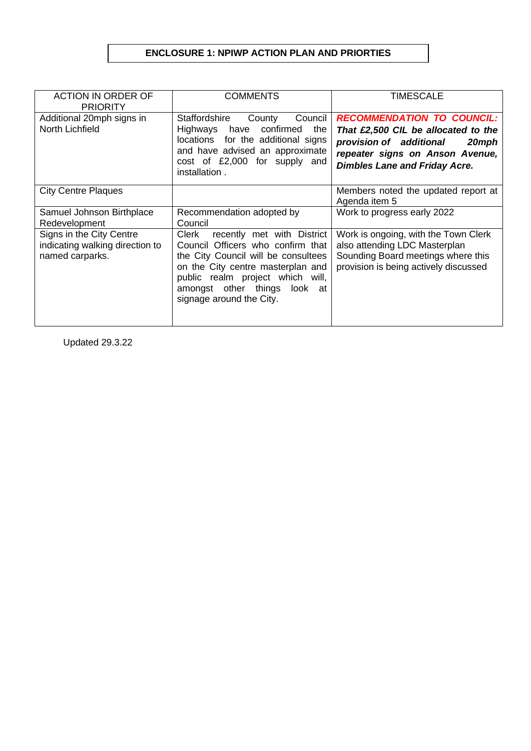**ENCLOSURE 1: NPIWP ACTION PLAN AND PRIORTIES**

| ACTION IN ORDER OF PRIORITY | COMMENTS | TIMESCALE |
|---|---|---|
| Additional 20mph signs in North Lichfield | Staffordshire County Council Highways have confirmed the locations for the additional signs and have advised an approximate cost of £2,000 for supply and installation . | ***RECOMMENDATION TO COUNCIL:*** ***That £2,500 CIL be allocated to the provision of additional 20mph repeater signs on Anson Avenue, Dimbles Lane and Friday Acre.*** |
| City Centre Plaques | | Members noted the updated report at Agenda item 5 |
| Samuel Johnson Birthplace Redevelopment | Recommendation adopted by Council | Work to progress early 2022 |
| Signs in the City Centre indicating walking direction to named carparks. | Clerk recently met with District Council Officers who confirm that the City Council will be consultees on the City centre masterplan and public realm project which will, amongst other things look at signage around the City. | Work is ongoing, with the Town Clerk also attending LDC Masterplan Sounding Board meetings where this provision is being actively discussed |

Updated 29.3.22